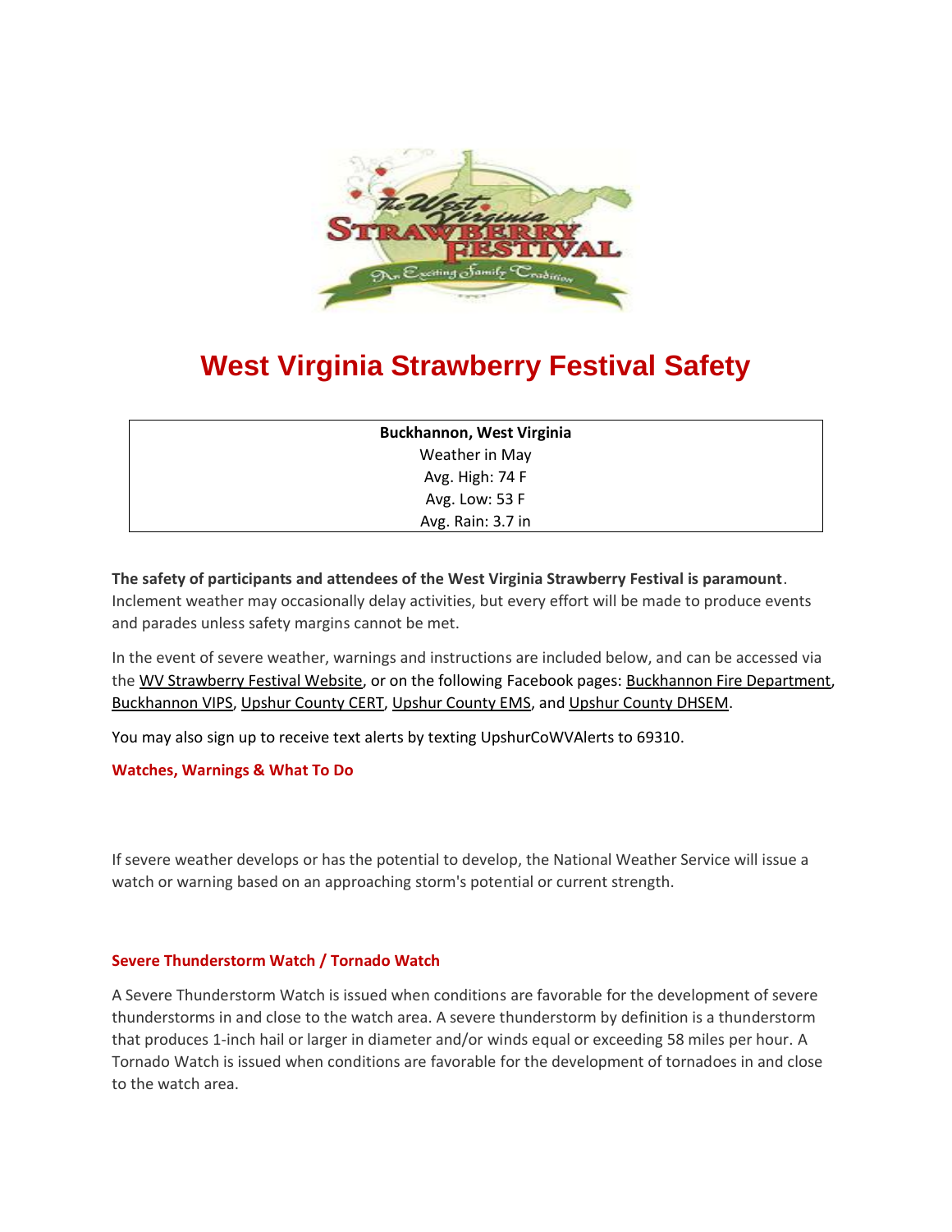# West Virginia Strawberry Festival Safety

| Buckhannon, West Virginia |
|---|
| Weather in May |
| Avg. High: 74 F |
| Avg. Low: 53 F |
| Avg. Rain: 3.7 in |

**The safety of participants and attendees of the West Virginia Strawberry Festival is paramount**. Inclement weather may occasionally delay activities, but every effort will be made to produce events and parades unless safety margins cannot be met.

In the event of severe weather, warnings and instructions are included below, and can be accessed via the WV Strawberry Festival Website, or on the following Facebook pages: Buckhannon Fire Department, Buckhannon VIPS, Upshur County CERT, Upshur County EMS, and Upshur County DHSEM.

You may also sign up to receive text alerts by texting UpshurCoWVAlerts to 69310.

## Watches, Warnings & What To Do

If severe weather develops or has the potential to develop, the National Weather Service will issue a watch or warning based on an approaching storm's potential or current strength.

### Severe Thunderstorm Watch / Tornado Watch

A Severe Thunderstorm Watch is issued when conditions are favorable for the development of severe thunderstorms in and close to the watch area. A severe thunderstorm by definition is a thunderstorm that produces 1-inch hail or larger in diameter and/or winds equal or exceeding 58 miles per hour. A Tornado Watch is issued when conditions are favorable for the development of tornadoes in and close to the watch area.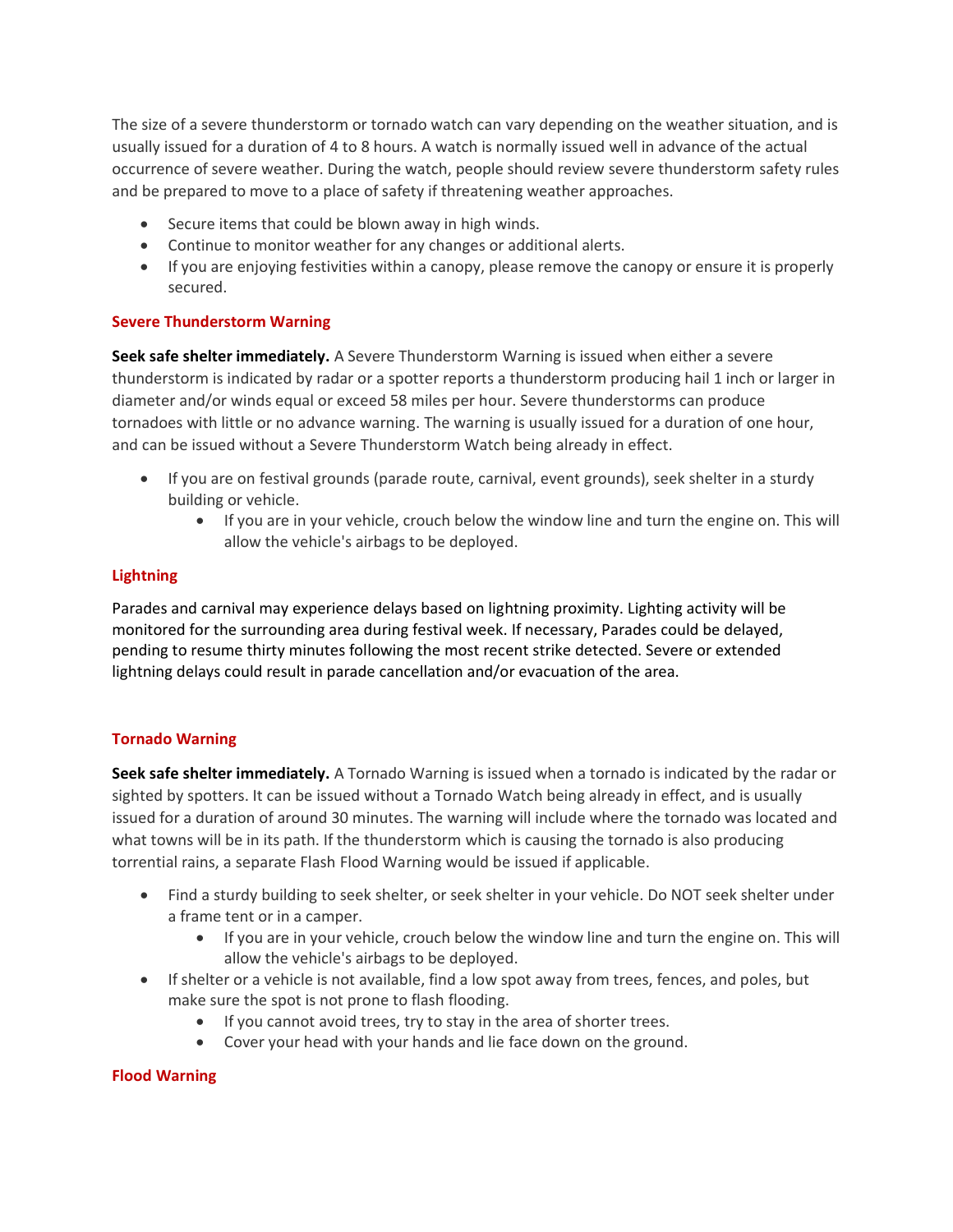The size of a severe thunderstorm or tornado watch can vary depending on the weather situation, and is usually issued for a duration of 4 to 8 hours. A watch is normally issued well in advance of the actual occurrence of severe weather. During the watch, people should review severe thunderstorm safety rules and be prepared to move to a place of safety if threatening weather approaches.

- Secure items that could be blown away in high winds.
- Continue to monitor weather for any changes or additional alerts.
- If you are enjoying festivities within a canopy, please remove the canopy or ensure it is properly secured.

### Severe Thunderstorm Warning

**Seek safe shelter immediately.** A Severe Thunderstorm Warning is issued when either a severe thunderstorm is indicated by radar or a spotter reports a thunderstorm producing hail 1 inch or larger in diameter and/or winds equal or exceed 58 miles per hour. Severe thunderstorms can produce tornadoes with little or no advance warning. The warning is usually issued for a duration of one hour, and can be issued without a Severe Thunderstorm Watch being already in effect.

- If you are on festival grounds (parade route, carnival, event grounds), seek shelter in a sturdy building or vehicle.
    - If you are in your vehicle, crouch below the window line and turn the engine on. This will allow the vehicle's airbags to be deployed.

### Lightning

Parades and carnival may experience delays based on lightning proximity. Lighting activity will be monitored for the surrounding area during festival week. If necessary, Parades could be delayed, pending to resume thirty minutes following the most recent strike detected. Severe or extended lightning delays could result in parade cancellation and/or evacuation of the area.

### Tornado Warning

**Seek safe shelter immediately.** A Tornado Warning is issued when a tornado is indicated by the radar or sighted by spotters. It can be issued without a Tornado Watch being already in effect, and is usually issued for a duration of around 30 minutes. The warning will include where the tornado was located and what towns will be in its path. If the thunderstorm which is causing the tornado is also producing torrential rains, a separate Flash Flood Warning would be issued if applicable.

- Find a sturdy building to seek shelter, or seek shelter in your vehicle. Do NOT seek shelter under a frame tent or in a camper.
    - If you are in your vehicle, crouch below the window line and turn the engine on. This will allow the vehicle's airbags to be deployed.
- If shelter or a vehicle is not available, find a low spot away from trees, fences, and poles, but make sure the spot is not prone to flash flooding.
    - If you cannot avoid trees, try to stay in the area of shorter trees.
    - Cover your head with your hands and lie face down on the ground.

### Flood Warning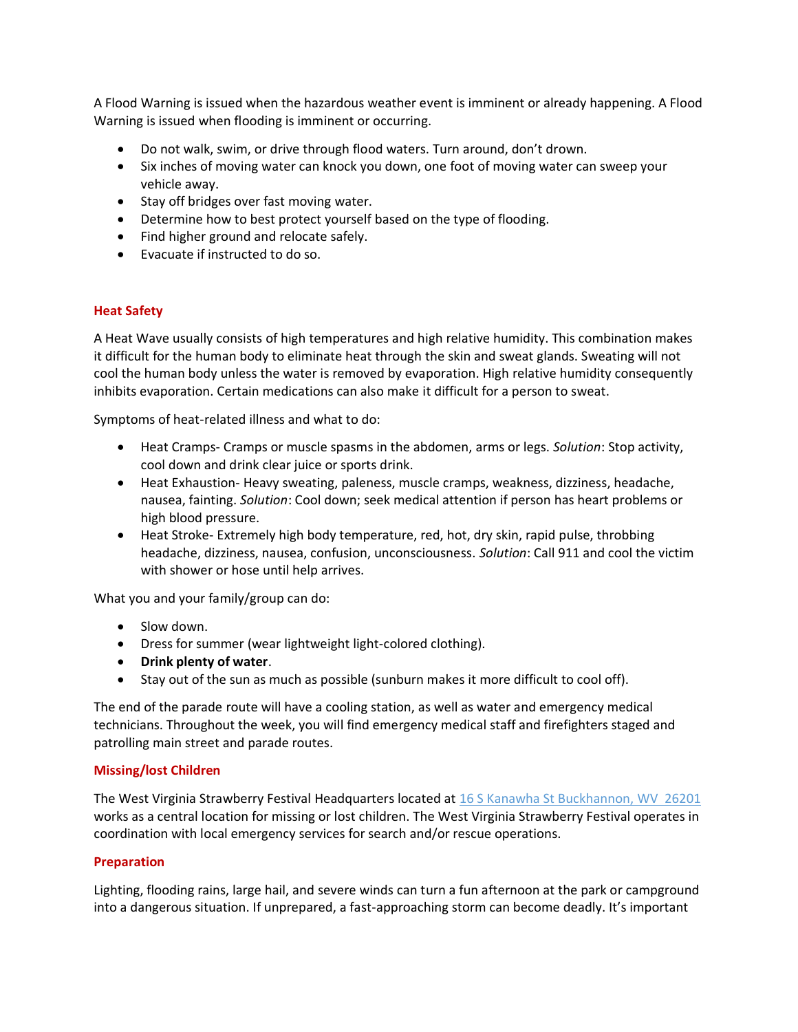A Flood Warning is issued when the hazardous weather event is imminent or already happening. A Flood Warning is issued when flooding is imminent or occurring.

- Do not walk, swim, or drive through flood waters. Turn around, don't drown.
- Six inches of moving water can knock you down, one foot of moving water can sweep your vehicle away.
- Stay off bridges over fast moving water.
- Determine how to best protect yourself based on the type of flooding.
- Find higher ground and relocate safely.
- Evacuate if instructed to do so.

## Heat Safety

A Heat Wave usually consists of high temperatures and high relative humidity. This combination makes it difficult for the human body to eliminate heat through the skin and sweat glands. Sweating will not cool the human body unless the water is removed by evaporation. High relative humidity consequently inhibits evaporation. Certain medications can also make it difficult for a person to sweat.

Symptoms of heat-related illness and what to do:

- Heat Cramps- Cramps or muscle spasms in the abdomen, arms or legs. *Solution*: Stop activity, cool down and drink clear juice or sports drink.
- Heat Exhaustion- Heavy sweating, paleness, muscle cramps, weakness, dizziness, headache, nausea, fainting. *Solution*: Cool down; seek medical attention if person has heart problems or high blood pressure.
- Heat Stroke- Extremely high body temperature, red, hot, dry skin, rapid pulse, throbbing headache, dizziness, nausea, confusion, unconsciousness. *Solution*: Call 911 and cool the victim with shower or hose until help arrives.

What you and your family/group can do:

- Slow down.
- Dress for summer (wear lightweight light-colored clothing).
- **Drink plenty of water**.
- Stay out of the sun as much as possible (sunburn makes it more difficult to cool off).

The end of the parade route will have a cooling station, as well as water and emergency medical technicians. Throughout the week, you will find emergency medical staff and firefighters staged and patrolling main street and parade routes.

## Missing/lost Children

The West Virginia Strawberry Festival Headquarters located at [16 S Kanawha St Buckhannon, WV 26201]() works as a central location for missing or lost children. The West Virginia Strawberry Festival operates in coordination with local emergency services for search and/or rescue operations.

## Preparation

Lighting, flooding rains, large hail, and severe winds can turn a fun afternoon at the park or campground into a dangerous situation. If unprepared, a fast-approaching storm can become deadly. It's important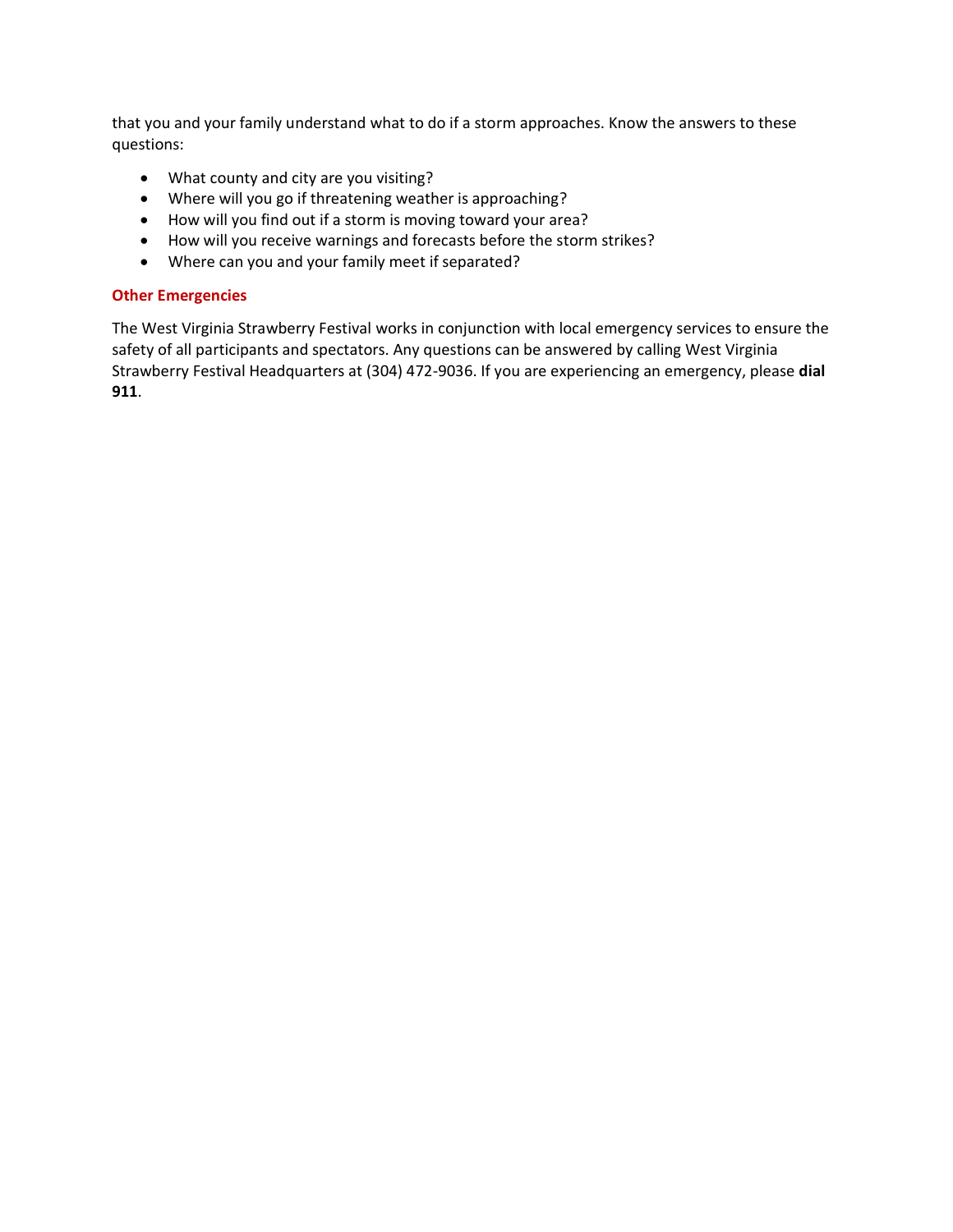that you and your family understand what to do if a storm approaches. Know the answers to these questions:

- What county and city are you visiting?
- Where will you go if threatening weather is approaching?
- How will you find out if a storm is moving toward your area?
- How will you receive warnings and forecasts before the storm strikes?
- Where can you and your family meet if separated?

### Other Emergencies

The West Virginia Strawberry Festival works in conjunction with local emergency services to ensure the safety of all participants and spectators. Any questions can be answered by calling West Virginia Strawberry Festival Headquarters at (304) 472-9036. If you are experiencing an emergency, please **dial 911**.